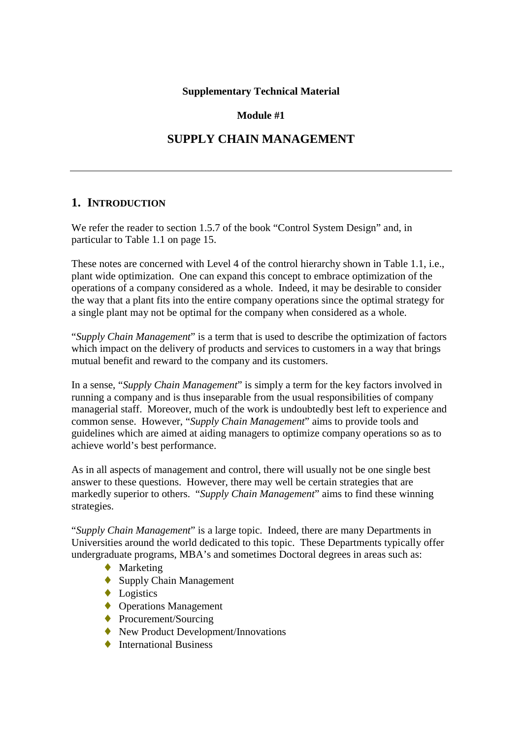**Supplementary Technical Material**

**Module #1**

# SUPPLY CHAIN MANAGEMENT

---

## 1. INTRODUCTION

We refer the reader to section 1.5.7 of the book "Control System Design" and, in particular to Table 1.1 on page 15.

These notes are concerned with Level 4 of the control hierarchy shown in Table 1.1, i.e., plant wide optimization. One can expand this concept to embrace optimization of the operations of a company considered as a whole. Indeed, it may be desirable to consider the way that a plant fits into the entire company operations since the optimal strategy for a single plant may not be optimal for the company when considered as a whole.

"*Supply Chain Management*" is a term that is used to describe the optimization of factors which impact on the delivery of products and services to customers in a way that brings mutual benefit and reward to the company and its customers.

In a sense, "*Supply Chain Management*" is simply a term for the key factors involved in running a company and is thus inseparable from the usual responsibilities of company managerial staff. Moreover, much of the work is undoubtedly best left to experience and common sense. However, "*Supply Chain Management*" aims to provide tools and guidelines which are aimed at aiding managers to optimize company operations so as to achieve world's best performance.

As in all aspects of management and control, there will usually not be one single best answer to these questions. However, there may well be certain strategies that are markedly superior to others. "*Supply Chain Management*" aims to find these winning strategies.

"*Supply Chain Management*" is a large topic. Indeed, there are many Departments in Universities around the world dedicated to this topic. These Departments typically offer undergraduate programs, MBA's and sometimes Doctoral degrees in areas such as:

- Marketing
- Supply Chain Management
- Logistics
- Operations Management
- Procurement/Sourcing
- New Product Development/Innovations
- International Business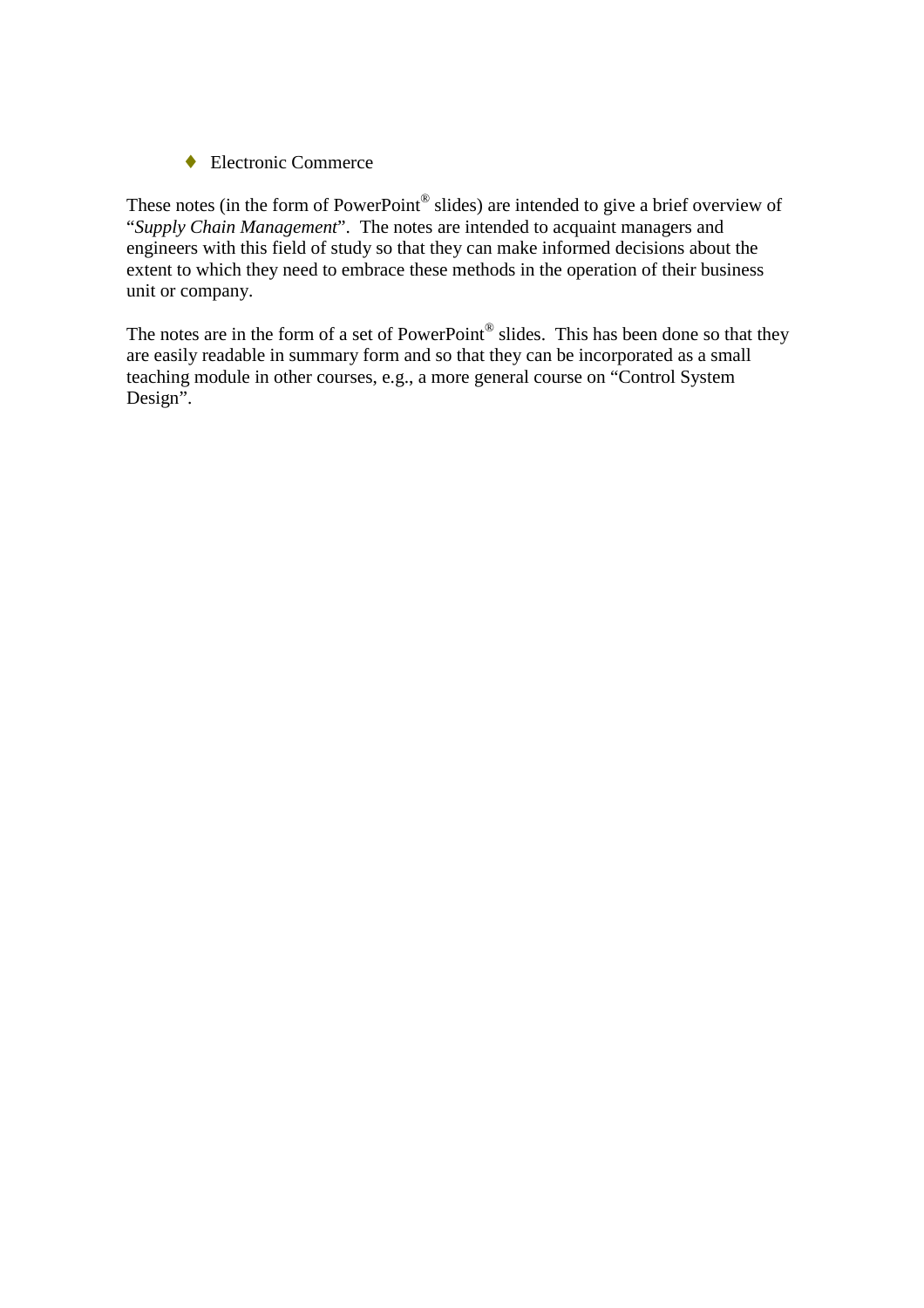- Electronic Commerce

These notes (in the form of PowerPoint® slides) are intended to give a brief overview of "*Supply Chain Management*". The notes are intended to acquaint managers and engineers with this field of study so that they can make informed decisions about the extent to which they need to embrace these methods in the operation of their business unit or company.

The notes are in the form of a set of PowerPoint® slides. This has been done so that they are easily readable in summary form and so that they can be incorporated as a small teaching module in other courses, e.g., a more general course on "Control System Design".